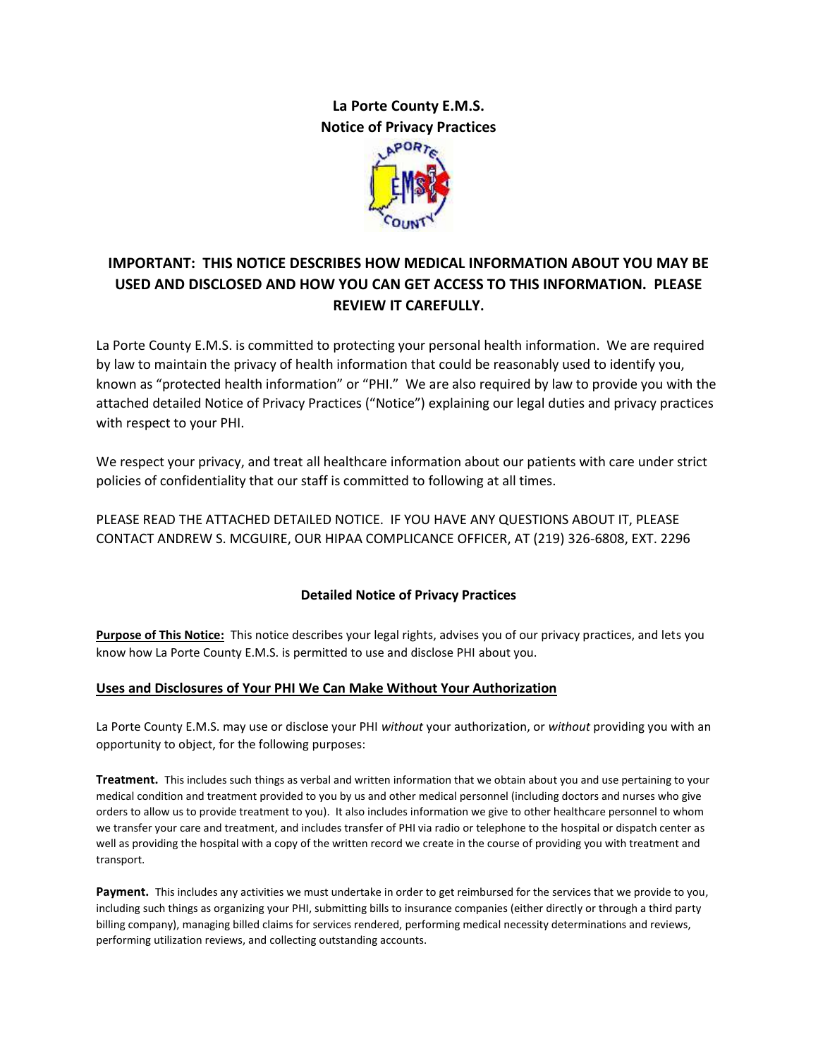# La Porte County E.M.S.
# Notice of Privacy Practices

## IMPORTANT: THIS NOTICE DESCRIBES HOW MEDICAL INFORMATION ABOUT YOU MAY BE USED AND DISCLOSED AND HOW YOU CAN GET ACCESS TO THIS INFORMATION. PLEASE REVIEW IT CAREFULLY.

La Porte County E.M.S. is committed to protecting your personal health information. We are required by law to maintain the privacy of health information that could be reasonably used to identify you, known as "protected health information" or "PHI." We are also required by law to provide you with the attached detailed Notice of Privacy Practices ("Notice") explaining our legal duties and privacy practices with respect to your PHI.

We respect your privacy, and treat all healthcare information about our patients with care under strict policies of confidentiality that our staff is committed to following at all times.

PLEASE READ THE ATTACHED DETAILED NOTICE. IF YOU HAVE ANY QUESTIONS ABOUT IT, PLEASE CONTACT ANDREW S. MCGUIRE, OUR HIPAA COMPLICANCE OFFICER, AT (219) 326-6808, EXT. 2296

### Detailed Notice of Privacy Practices

**Purpose of This Notice:** This notice describes your legal rights, advises you of our privacy practices, and lets you know how La Porte County E.M.S. is permitted to use and disclose PHI about you.

#### Uses and Disclosures of Your PHI We Can Make Without Your Authorization

La Porte County E.M.S. may use or disclose your PHI *without* your authorization, or *without* providing you with an opportunity to object, for the following purposes:

**Treatment.** This includes such things as verbal and written information that we obtain about you and use pertaining to your medical condition and treatment provided to you by us and other medical personnel (including doctors and nurses who give orders to allow us to provide treatment to you). It also includes information we give to other healthcare personnel to whom we transfer your care and treatment, and includes transfer of PHI via radio or telephone to the hospital or dispatch center as well as providing the hospital with a copy of the written record we create in the course of providing you with treatment and transport.

**Payment.** This includes any activities we must undertake in order to get reimbursed for the services that we provide to you, including such things as organizing your PHI, submitting bills to insurance companies (either directly or through a third party billing company), managing billed claims for services rendered, performing medical necessity determinations and reviews, performing utilization reviews, and collecting outstanding accounts.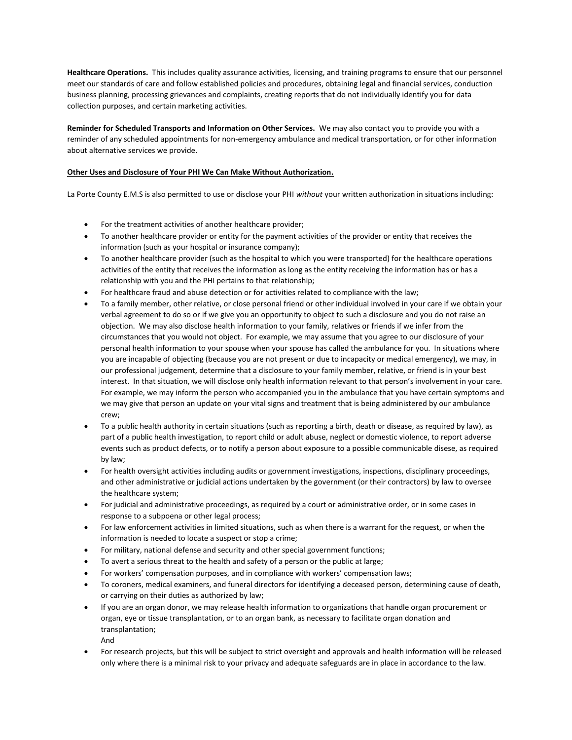**Healthcare Operations.** This includes quality assurance activities, licensing, and training programs to ensure that our personnel meet our standards of care and follow established policies and procedures, obtaining legal and financial services, conduction business planning, processing grievances and complaints, creating reports that do not individually identify you for data collection purposes, and certain marketing activities.

**Reminder for Scheduled Transports and Information on Other Services.** We may also contact you to provide you with a reminder of any scheduled appointments for non-emergency ambulance and medical transportation, or for other information about alternative services we provide.

**Other Uses and Disclosure of Your PHI We Can Make Without Authorization.**

La Porte County E.M.S is also permitted to use or disclose your PHI *without* your written authorization in situations including:

- For the treatment activities of another healthcare provider;
- To another healthcare provider or entity for the payment activities of the provider or entity that receives the information (such as your hospital or insurance company);
- To another healthcare provider (such as the hospital to which you were transported) for the healthcare operations activities of the entity that receives the information as long as the entity receiving the information has or has a relationship with you and the PHI pertains to that relationship;
- For healthcare fraud and abuse detection or for activities related to compliance with the law;
- To a family member, other relative, or close personal friend or other individual involved in your care if we obtain your verbal agreement to do so or if we give you an opportunity to object to such a disclosure and you do not raise an objection. We may also disclose health information to your family, relatives or friends if we infer from the circumstances that you would not object. For example, we may assume that you agree to our disclosure of your personal health information to your spouse when your spouse has called the ambulance for you. In situations where you are incapable of objecting (because you are not present or due to incapacity or medical emergency), we may, in our professional judgement, determine that a disclosure to your family member, relative, or friend is in your best interest. In that situation, we will disclose only health information relevant to that person's involvement in your care. For example, we may inform the person who accompanied you in the ambulance that you have certain symptoms and we may give that person an update on your vital signs and treatment that is being administered by our ambulance crew;
- To a public health authority in certain situations (such as reporting a birth, death or disease, as required by law), as part of a public health investigation, to report child or adult abuse, neglect or domestic violence, to report adverse events such as product defects, or to notify a person about exposure to a possible communicable disese, as required by law;
- For health oversight activities including audits or government investigations, inspections, disciplinary proceedings, and other administrative or judicial actions undertaken by the government (or their contractors) by law to oversee the healthcare system;
- For judicial and administrative proceedings, as required by a court or administrative order, or in some cases in response to a subpoena or other legal process;
- For law enforcement activities in limited situations, such as when there is a warrant for the request, or when the information is needed to locate a suspect or stop a crime;
- For military, national defense and security and other special government functions;
- To avert a serious threat to the health and safety of a person or the public at large;
- For workers' compensation purposes, and in compliance with workers' compensation laws;
- To coroners, medical examiners, and funeral directors for identifying a deceased person, determining cause of death, or carrying on their duties as authorized by law;
- If you are an organ donor, we may release health information to organizations that handle organ procurement or organ, eye or tissue transplantation, or to an organ bank, as necessary to facilitate organ donation and transplantation;
  And
- For research projects, but this will be subject to strict oversight and approvals and health information will be released only where there is a minimal risk to your privacy and adequate safeguards are in place in accordance to the law.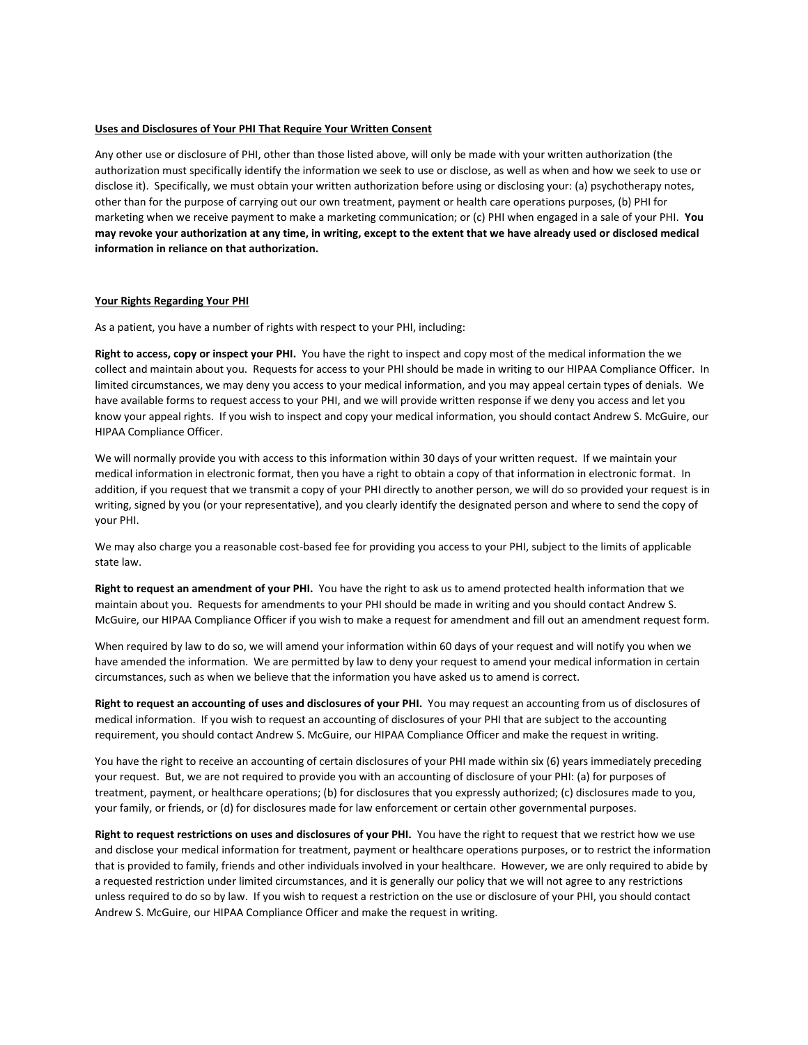**Uses and Disclosures of Your PHI That Require Your Written Consent**

Any other use or disclosure of PHI, other than those listed above, will only be made with your written authorization (the authorization must specifically identify the information we seek to use or disclose, as well as when and how we seek to use or disclose it). Specifically, we must obtain your written authorization before using or disclosing your: (a) psychotherapy notes, other than for the purpose of carrying out our own treatment, payment or health care operations purposes, (b) PHI for marketing when we receive payment to make a marketing communication; or (c) PHI when engaged in a sale of your PHI. **You may revoke your authorization at any time, in writing, except to the extent that we have already used or disclosed medical information in reliance on that authorization.**

**Your Rights Regarding Your PHI**

As a patient, you have a number of rights with respect to your PHI, including:

**Right to access, copy or inspect your PHI.** You have the right to inspect and copy most of the medical information the we collect and maintain about you. Requests for access to your PHI should be made in writing to our HIPAA Compliance Officer. In limited circumstances, we may deny you access to your medical information, and you may appeal certain types of denials. We have available forms to request access to your PHI, and we will provide written response if we deny you access and let you know your appeal rights. If you wish to inspect and copy your medical information, you should contact Andrew S. McGuire, our HIPAA Compliance Officer.

We will normally provide you with access to this information within 30 days of your written request. If we maintain your medical information in electronic format, then you have a right to obtain a copy of that information in electronic format. In addition, if you request that we transmit a copy of your PHI directly to another person, we will do so provided your request is in writing, signed by you (or your representative), and you clearly identify the designated person and where to send the copy of your PHI.

We may also charge you a reasonable cost-based fee for providing you access to your PHI, subject to the limits of applicable state law.

**Right to request an amendment of your PHI.** You have the right to ask us to amend protected health information that we maintain about you. Requests for amendments to your PHI should be made in writing and you should contact Andrew S. McGuire, our HIPAA Compliance Officer if you wish to make a request for amendment and fill out an amendment request form.

When required by law to do so, we will amend your information within 60 days of your request and will notify you when we have amended the information. We are permitted by law to deny your request to amend your medical information in certain circumstances, such as when we believe that the information you have asked us to amend is correct.

**Right to request an accounting of uses and disclosures of your PHI.** You may request an accounting from us of disclosures of medical information. If you wish to request an accounting of disclosures of your PHI that are subject to the accounting requirement, you should contact Andrew S. McGuire, our HIPAA Compliance Officer and make the request in writing.

You have the right to receive an accounting of certain disclosures of your PHI made within six (6) years immediately preceding your request. But, we are not required to provide you with an accounting of disclosure of your PHI: (a) for purposes of treatment, payment, or healthcare operations; (b) for disclosures that you expressly authorized; (c) disclosures made to you, your family, or friends, or (d) for disclosures made for law enforcement or certain other governmental purposes.

**Right to request restrictions on uses and disclosures of your PHI.** You have the right to request that we restrict how we use and disclose your medical information for treatment, payment or healthcare operations purposes, or to restrict the information that is provided to family, friends and other individuals involved in your healthcare. However, we are only required to abide by a requested restriction under limited circumstances, and it is generally our policy that we will not agree to any restrictions unless required to do so by law. If you wish to request a restriction on the use or disclosure of your PHI, you should contact Andrew S. McGuire, our HIPAA Compliance Officer and make the request in writing.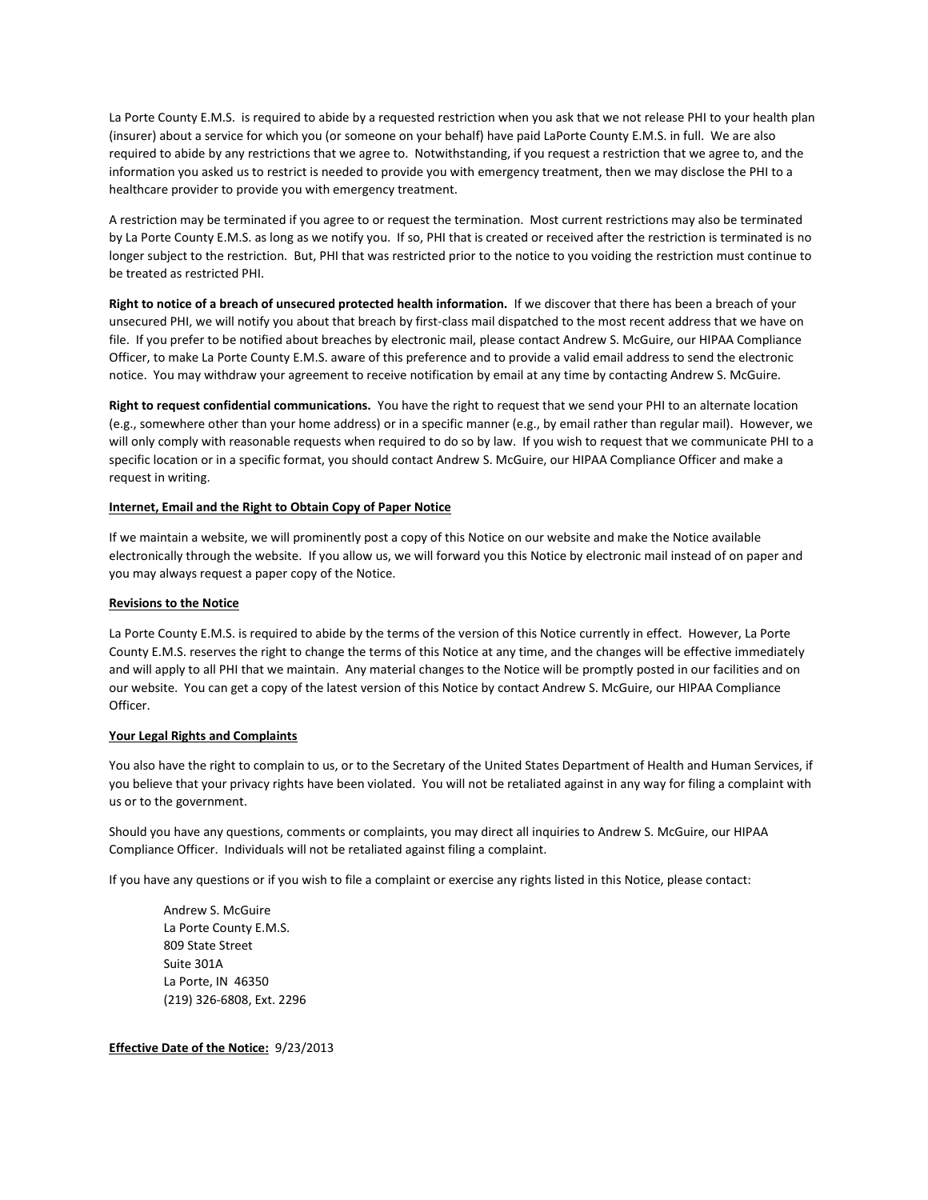La Porte County E.M.S. is required to abide by a requested restriction when you ask that we not release PHI to your health plan (insurer) about a service for which you (or someone on your behalf) have paid LaPorte County E.M.S. in full. We are also required to abide by any restrictions that we agree to. Notwithstanding, if you request a restriction that we agree to, and the information you asked us to restrict is needed to provide you with emergency treatment, then we may disclose the PHI to a healthcare provider to provide you with emergency treatment.

A restriction may be terminated if you agree to or request the termination. Most current restrictions may also be terminated by La Porte County E.M.S. as long as we notify you. If so, PHI that is created or received after the restriction is terminated is no longer subject to the restriction. But, PHI that was restricted prior to the notice to you voiding the restriction must continue to be treated as restricted PHI.

**Right to notice of a breach of unsecured protected health information.** If we discover that there has been a breach of your unsecured PHI, we will notify you about that breach by first-class mail dispatched to the most recent address that we have on file. If you prefer to be notified about breaches by electronic mail, please contact Andrew S. McGuire, our HIPAA Compliance Officer, to make La Porte County E.M.S. aware of this preference and to provide a valid email address to send the electronic notice. You may withdraw your agreement to receive notification by email at any time by contacting Andrew S. McGuire.

**Right to request confidential communications.** You have the right to request that we send your PHI to an alternate location (e.g., somewhere other than your home address) or in a specific manner (e.g., by email rather than regular mail). However, we will only comply with reasonable requests when required to do so by law. If you wish to request that we communicate PHI to a specific location or in a specific format, you should contact Andrew S. McGuire, our HIPAA Compliance Officer and make a request in writing.

**Internet, Email and the Right to Obtain Copy of Paper Notice**

If we maintain a website, we will prominently post a copy of this Notice on our website and make the Notice available electronically through the website. If you allow us, we will forward you this Notice by electronic mail instead of on paper and you may always request a paper copy of the Notice.

**Revisions to the Notice**

La Porte County E.M.S. is required to abide by the terms of the version of this Notice currently in effect. However, La Porte County E.M.S. reserves the right to change the terms of this Notice at any time, and the changes will be effective immediately and will apply to all PHI that we maintain. Any material changes to the Notice will be promptly posted in our facilities and on our website. You can get a copy of the latest version of this Notice by contact Andrew S. McGuire, our HIPAA Compliance Officer.

**Your Legal Rights and Complaints**

You also have the right to complain to us, or to the Secretary of the United States Department of Health and Human Services, if you believe that your privacy rights have been violated. You will not be retaliated against in any way for filing a complaint with us or to the government.

Should you have any questions, comments or complaints, you may direct all inquiries to Andrew S. McGuire, our HIPAA Compliance Officer. Individuals will not be retaliated against filing a complaint.

If you have any questions or if you wish to file a complaint or exercise any rights listed in this Notice, please contact:

Andrew S. McGuire
La Porte County E.M.S.
809 State Street
Suite 301A
La Porte, IN 46350
(219) 326-6808, Ext. 2296

**Effective Date of the Notice:** 9/23/2013